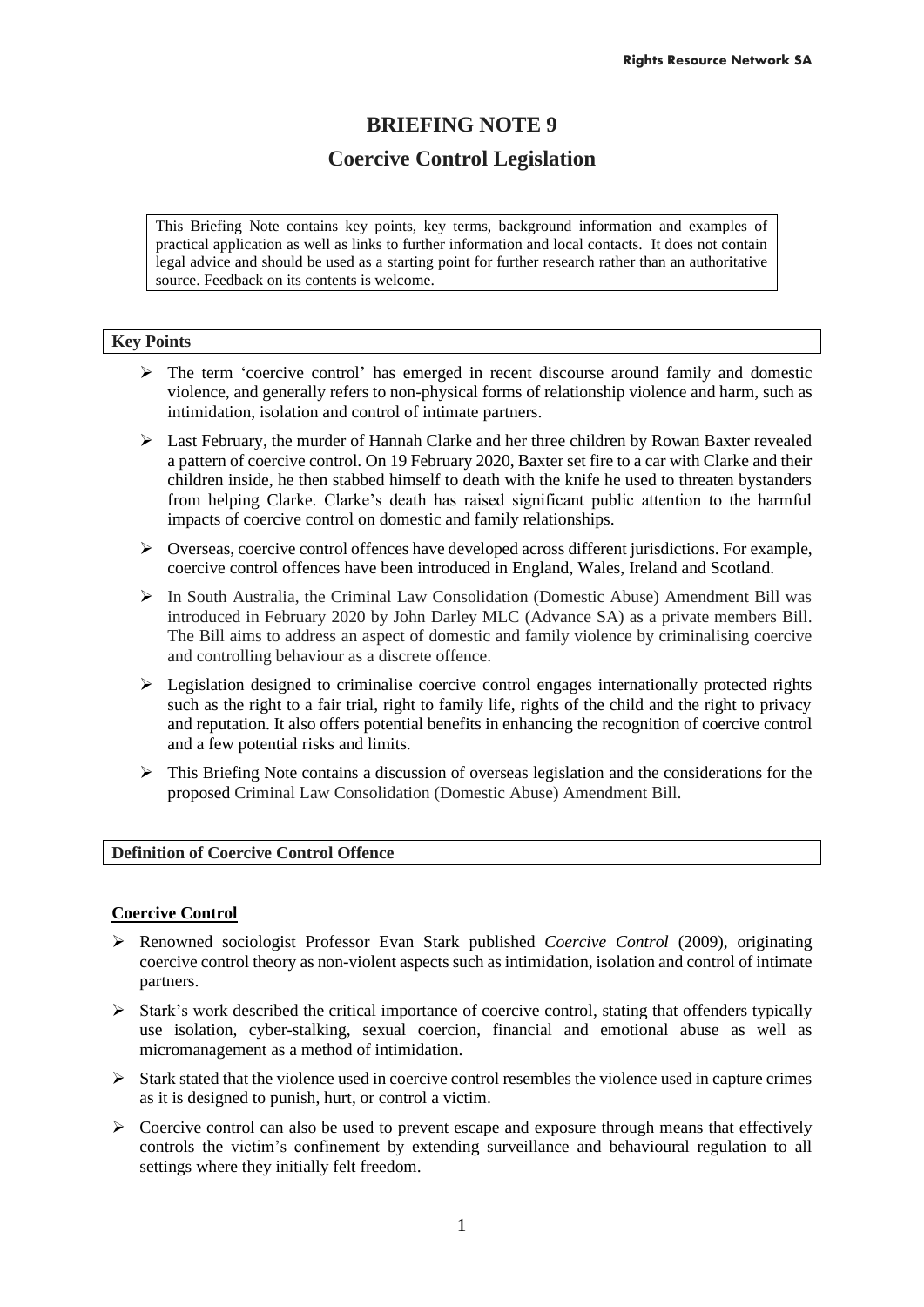# BRIEFING NOTE 9

## Coercive Control Legislation

This Briefing Note contains key points, key terms, background information and examples of practical application as well as links to further information and local contacts. It does not contain legal advice and should be used as a starting point for further research rather than an authoritative source. Feedback on its contents is welcome.

**Key Points**

- The term 'coercive control' has emerged in recent discourse around family and domestic violence, and generally refers to non-physical forms of relationship violence and harm, such as intimidation, isolation and control of intimate partners.
- Last February, the murder of Hannah Clarke and her three children by Rowan Baxter revealed a pattern of coercive control. On 19 February 2020, Baxter set fire to a car with Clarke and their children inside, he then stabbed himself to death with the knife he used to threaten bystanders from helping Clarke. Clarke's death has raised significant public attention to the harmful impacts of coercive control on domestic and family relationships.
- Overseas, coercive control offences have developed across different jurisdictions. For example, coercive control offences have been introduced in England, Wales, Ireland and Scotland.
- In South Australia, the Criminal Law Consolidation (Domestic Abuse) Amendment Bill was introduced in February 2020 by John Darley MLC (Advance SA) as a private members Bill. The Bill aims to address an aspect of domestic and family violence by criminalising coercive and controlling behaviour as a discrete offence.
- Legislation designed to criminalise coercive control engages internationally protected rights such as the right to a fair trial, right to family life, rights of the child and the right to privacy and reputation. It also offers potential benefits in enhancing the recognition of coercive control and a few potential risks and limits.
- This Briefing Note contains a discussion of overseas legislation and the considerations for the proposed Criminal Law Consolidation (Domestic Abuse) Amendment Bill.

**Definition of Coercive Control Offence**

### Coercive Control

- Renowned sociologist Professor Evan Stark published *Coercive Control* (2009), originating coercive control theory as non-violent aspects such as intimidation, isolation and control of intimate partners.
- Stark's work described the critical importance of coercive control, stating that offenders typically use isolation, cyber-stalking, sexual coercion, financial and emotional abuse as well as micromanagement as a method of intimidation.
- Stark stated that the violence used in coercive control resembles the violence used in capture crimes as it is designed to punish, hurt, or control a victim.
- Coercive control can also be used to prevent escape and exposure through means that effectively controls the victim's confinement by extending surveillance and behavioural regulation to all settings where they initially felt freedom.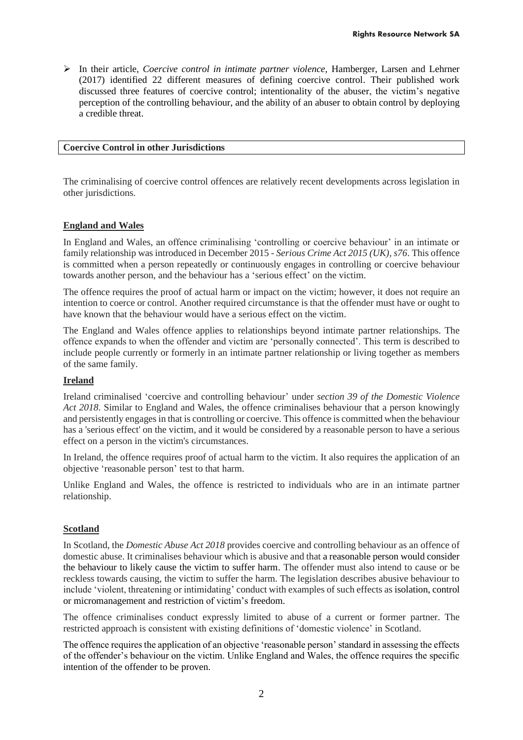- In their article, *Coercive control in intimate partner violence,* Hamberger, Larsen and Lehrner (2017) identified 22 different measures of defining coercive control. Their published work discussed three features of coercive control; intentionality of the abuser, the victim's negative perception of the controlling behaviour, and the ability of an abuser to obtain control by deploying a credible threat.

## Coercive Control in other Jurisdictions

The criminalising of coercive control offences are relatively recent developments across legislation in other jurisdictions.

### England and Wales

In England and Wales, an offence criminalising 'controlling or coercive behaviour' in an intimate or family relationship was introduced in December 2015 - *Serious Crime Act 2015 (UK), s76*. This offence is committed when a person repeatedly or continuously engages in controlling or coercive behaviour towards another person, and the behaviour has a 'serious effect' on the victim.

The offence requires the proof of actual harm or impact on the victim; however, it does not require an intention to coerce or control. Another required circumstance is that the offender must have or ought to have known that the behaviour would have a serious effect on the victim.

The England and Wales offence applies to relationships beyond intimate partner relationships. The offence expands to when the offender and victim are 'personally connected'. This term is described to include people currently or formerly in an intimate partner relationship or living together as members of the same family.

### Ireland

Ireland criminalised 'coercive and controlling behaviour' under *section 39 of the Domestic Violence Act 2018*. Similar to England and Wales, the offence criminalises behaviour that a person knowingly and persistently engages in that is controlling or coercive. This offence is committed when the behaviour has a 'serious effect' on the victim, and it would be considered by a reasonable person to have a serious effect on a person in the victim's circumstances.

In Ireland, the offence requires proof of actual harm to the victim. It also requires the application of an objective 'reasonable person' test to that harm.

Unlike England and Wales, the offence is restricted to individuals who are in an intimate partner relationship.

### Scotland

In Scotland, the *Domestic Abuse Act 2018* provides coercive and controlling behaviour as an offence of domestic abuse. It criminalises behaviour which is abusive and that a reasonable person would consider the behaviour to likely cause the victim to suffer harm. The offender must also intend to cause or be reckless towards causing, the victim to suffer the harm. The legislation describes abusive behaviour to include 'violent, threatening or intimidating' conduct with examples of such effects as isolation, control or micromanagement and restriction of victim's freedom.

The offence criminalises conduct expressly limited to abuse of a current or former partner. The restricted approach is consistent with existing definitions of 'domestic violence' in Scotland.

The offence requires the application of an objective 'reasonable person' standard in assessing the effects of the offender's behaviour on the victim. Unlike England and Wales, the offence requires the specific intention of the offender to be proven.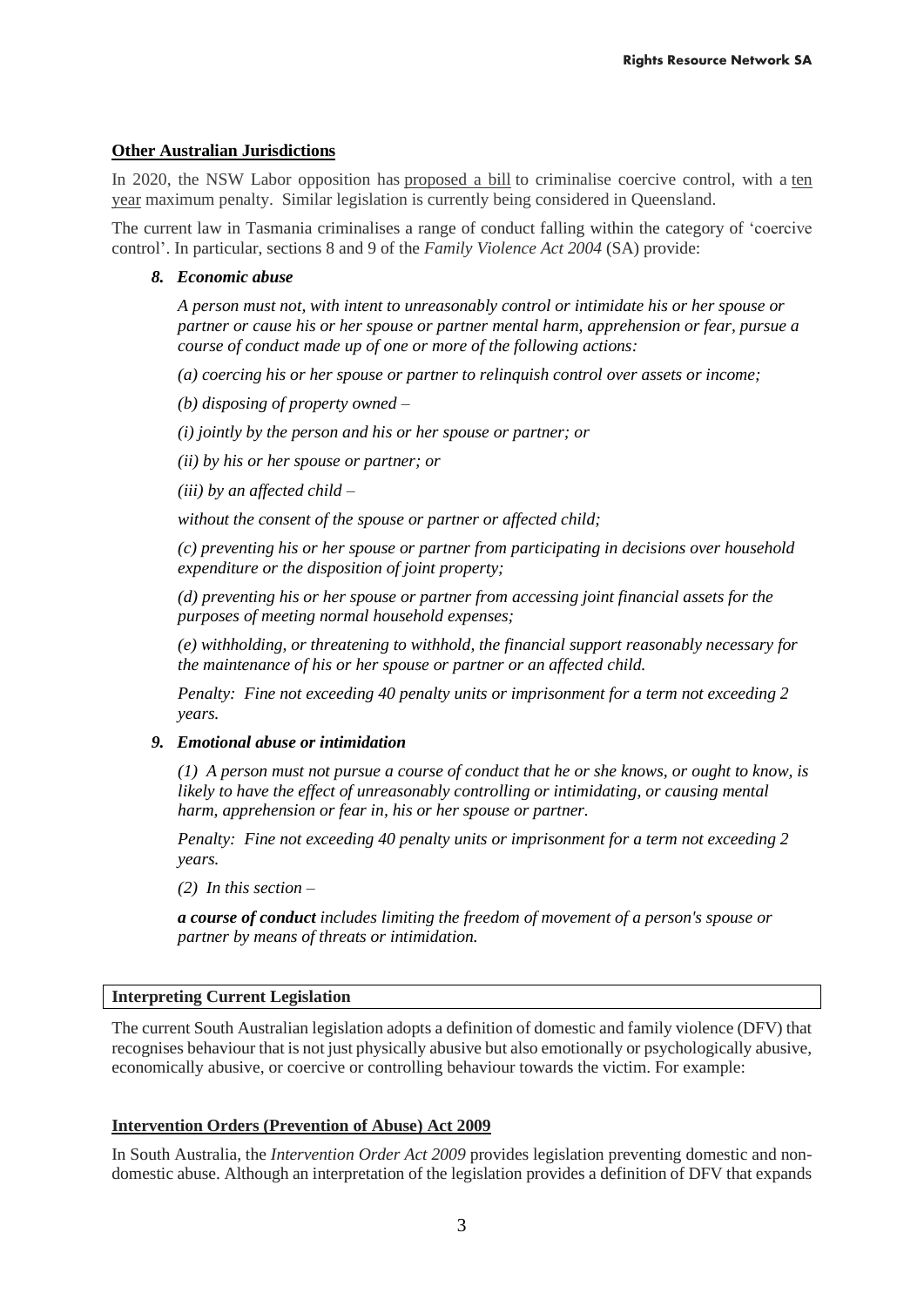## Other Australian Jurisdictions

In 2020, the NSW Labor opposition has proposed a bill to criminalise coercive control, with a ten year maximum penalty. Similar legislation is currently being considered in Queensland.

The current law in Tasmania criminalises a range of conduct falling within the category of 'coercive control'. In particular, sections 8 and 9 of the *Family Violence Act 2004* (SA) provide:

> ***8. Economic abuse***
>
> *A person must not, with intent to unreasonably control or intimidate his or her spouse or partner or cause his or her spouse or partner mental harm, apprehension or fear, pursue a course of conduct made up of one or more of the following actions:*
>
> *(a) coercing his or her spouse or partner to relinquish control over assets or income;*
>
> *(b) disposing of property owned –*
>
> *(i) jointly by the person and his or her spouse or partner; or*
>
> *(ii) by his or her spouse or partner; or*
>
> *(iii) by an affected child –*
>
> *without the consent of the spouse or partner or affected child;*
>
> *(c) preventing his or her spouse or partner from participating in decisions over household expenditure or the disposition of joint property;*
>
> *(d) preventing his or her spouse or partner from accessing joint financial assets for the purposes of meeting normal household expenses;*
>
> *(e) withholding, or threatening to withhold, the financial support reasonably necessary for the maintenance of his or her spouse or partner or an affected child.*
>
> *Penalty: Fine not exceeding 40 penalty units or imprisonment for a term not exceeding 2 years.*
>
> ***9. Emotional abuse or intimidation***
>
> *(1) A person must not pursue a course of conduct that he or she knows, or ought to know, is likely to have the effect of unreasonably controlling or intimidating, or causing mental harm, apprehension or fear in, his or her spouse or partner.*
>
> *Penalty: Fine not exceeding 40 penalty units or imprisonment for a term not exceeding 2 years.*
>
> *(2) In this section –*
>
> ***a course of conduct*** *includes limiting the freedom of movement of a person's spouse or partner by means of threats or intimidation.*

## Interpreting Current Legislation

The current South Australian legislation adopts a definition of domestic and family violence (DFV) that recognises behaviour that is not just physically abusive but also emotionally or psychologically abusive, economically abusive, or coercive or controlling behaviour towards the victim. For example:

### Intervention Orders (Prevention of Abuse) Act 2009

In South Australia, the *Intervention Order Act 2009* provides legislation preventing domestic and non-domestic abuse. Although an interpretation of the legislation provides a definition of DFV that expands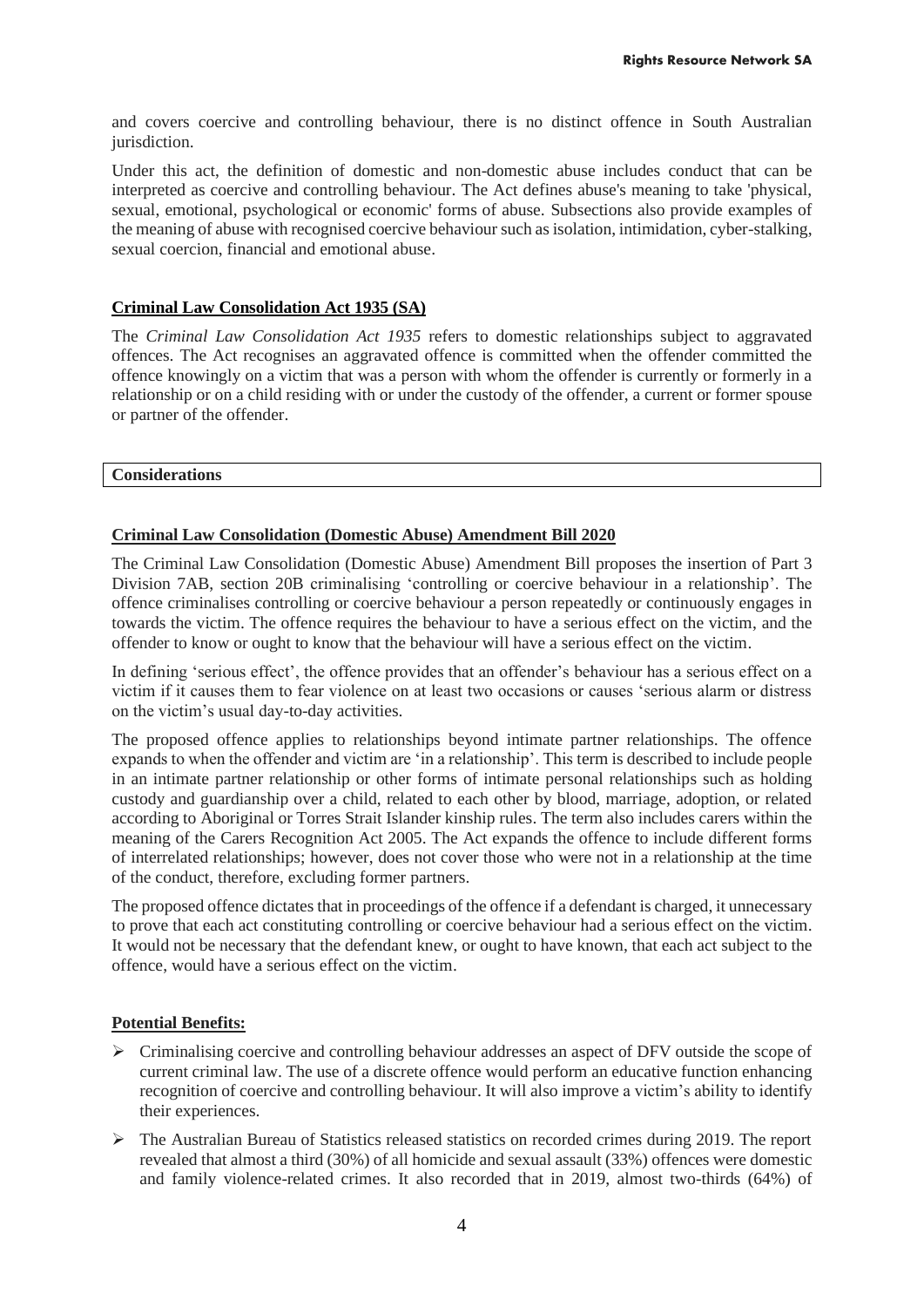and covers coercive and controlling behaviour, there is no distinct offence in South Australian jurisdiction.

Under this act, the definition of domestic and non-domestic abuse includes conduct that can be interpreted as coercive and controlling behaviour. The Act defines abuse's meaning to take 'physical, sexual, emotional, psychological or economic' forms of abuse. Subsections also provide examples of the meaning of abuse with recognised coercive behaviour such as isolation, intimidation, cyber-stalking, sexual coercion, financial and emotional abuse.

### Criminal Law Consolidation Act 1935 (SA)

The *Criminal Law Consolidation Act 1935* refers to domestic relationships subject to aggravated offences. The Act recognises an aggravated offence is committed when the offender committed the offence knowingly on a victim that was a person with whom the offender is currently or formerly in a relationship or on a child residing with or under the custody of the offender, a current or former spouse or partner of the offender.

## Considerations

### Criminal Law Consolidation (Domestic Abuse) Amendment Bill 2020

The Criminal Law Consolidation (Domestic Abuse) Amendment Bill proposes the insertion of Part 3 Division 7AB, section 20B criminalising 'controlling or coercive behaviour in a relationship'. The offence criminalises controlling or coercive behaviour a person repeatedly or continuously engages in towards the victim. The offence requires the behaviour to have a serious effect on the victim, and the offender to know or ought to know that the behaviour will have a serious effect on the victim.

In defining 'serious effect', the offence provides that an offender's behaviour has a serious effect on a victim if it causes them to fear violence on at least two occasions or causes 'serious alarm or distress on the victim's usual day-to-day activities.

The proposed offence applies to relationships beyond intimate partner relationships. The offence expands to when the offender and victim are 'in a relationship'. This term is described to include people in an intimate partner relationship or other forms of intimate personal relationships such as holding custody and guardianship over a child, related to each other by blood, marriage, adoption, or related according to Aboriginal or Torres Strait Islander kinship rules. The term also includes carers within the meaning of the Carers Recognition Act 2005. The Act expands the offence to include different forms of interrelated relationships; however, does not cover those who were not in a relationship at the time of the conduct, therefore, excluding former partners.

The proposed offence dictates that in proceedings of the offence if a defendant is charged, it unnecessary to prove that each act constituting controlling or coercive behaviour had a serious effect on the victim. It would not be necessary that the defendant knew, or ought to have known, that each act subject to the offence, would have a serious effect on the victim.

### Potential Benefits:

- Criminalising coercive and controlling behaviour addresses an aspect of DFV outside the scope of current criminal law. The use of a discrete offence would perform an educative function enhancing recognition of coercive and controlling behaviour. It will also improve a victim's ability to identify their experiences.
- The Australian Bureau of Statistics released statistics on recorded crimes during 2019. The report revealed that almost a third (30%) of all homicide and sexual assault (33%) offences were domestic and family violence-related crimes. It also recorded that in 2019, almost two-thirds (64%) of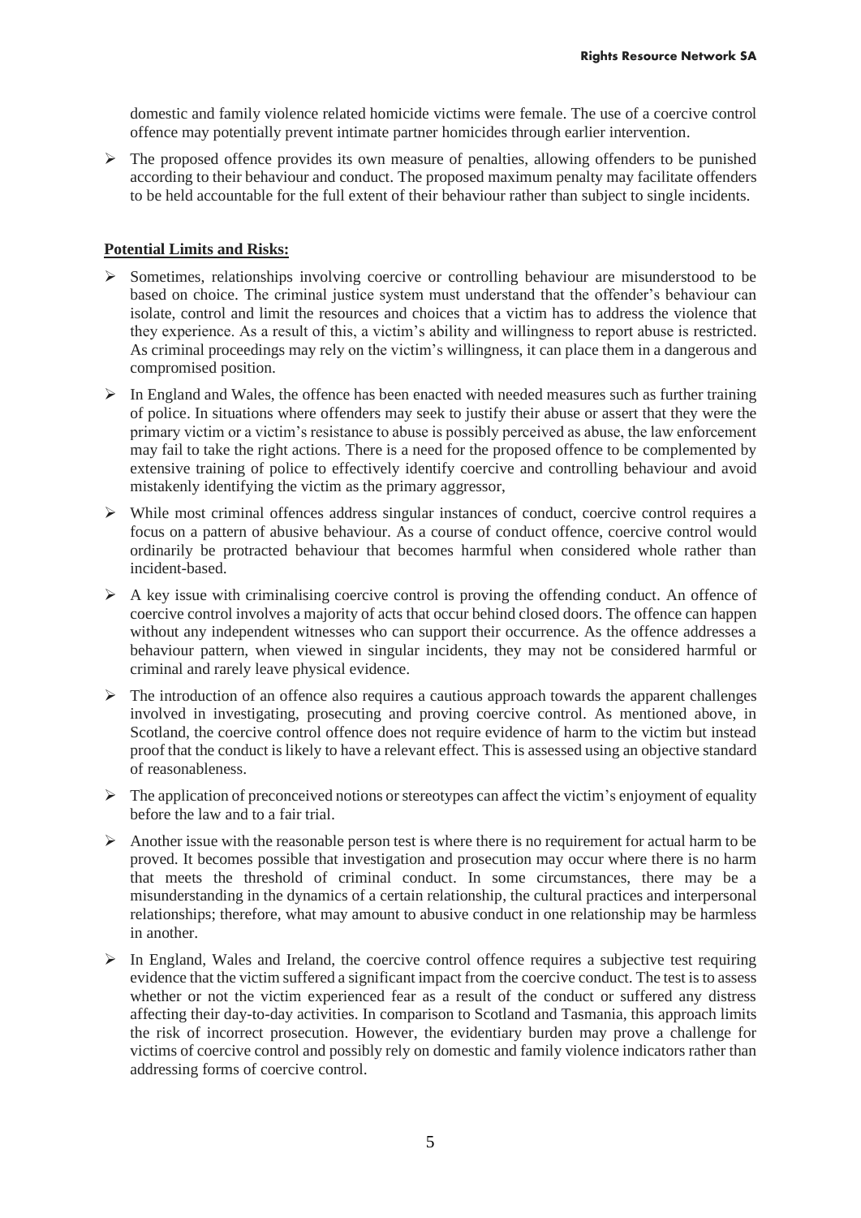domestic and family violence related homicide victims were female. The use of a coercive control offence may potentially prevent intimate partner homicides through earlier intervention.

- The proposed offence provides its own measure of penalties, allowing offenders to be punished according to their behaviour and conduct. The proposed maximum penalty may facilitate offenders to be held accountable for the full extent of their behaviour rather than subject to single incidents.

**Potential Limits and Risks:**

- Sometimes, relationships involving coercive or controlling behaviour are misunderstood to be based on choice. The criminal justice system must understand that the offender's behaviour can isolate, control and limit the resources and choices that a victim has to address the violence that they experience. As a result of this, a victim's ability and willingness to report abuse is restricted. As criminal proceedings may rely on the victim's willingness, it can place them in a dangerous and compromised position.
- In England and Wales, the offence has been enacted with needed measures such as further training of police. In situations where offenders may seek to justify their abuse or assert that they were the primary victim or a victim's resistance to abuse is possibly perceived as abuse, the law enforcement may fail to take the right actions. There is a need for the proposed offence to be complemented by extensive training of police to effectively identify coercive and controlling behaviour and avoid mistakenly identifying the victim as the primary aggressor,
- While most criminal offences address singular instances of conduct, coercive control requires a focus on a pattern of abusive behaviour. As a course of conduct offence, coercive control would ordinarily be protracted behaviour that becomes harmful when considered whole rather than incident-based.
- A key issue with criminalising coercive control is proving the offending conduct. An offence of coercive control involves a majority of acts that occur behind closed doors. The offence can happen without any independent witnesses who can support their occurrence. As the offence addresses a behaviour pattern, when viewed in singular incidents, they may not be considered harmful or criminal and rarely leave physical evidence.
- The introduction of an offence also requires a cautious approach towards the apparent challenges involved in investigating, prosecuting and proving coercive control. As mentioned above, in Scotland, the coercive control offence does not require evidence of harm to the victim but instead proof that the conduct is likely to have a relevant effect. This is assessed using an objective standard of reasonableness.
- The application of preconceived notions or stereotypes can affect the victim's enjoyment of equality before the law and to a fair trial.
- Another issue with the reasonable person test is where there is no requirement for actual harm to be proved. It becomes possible that investigation and prosecution may occur where there is no harm that meets the threshold of criminal conduct. In some circumstances, there may be a misunderstanding in the dynamics of a certain relationship, the cultural practices and interpersonal relationships; therefore, what may amount to abusive conduct in one relationship may be harmless in another.
- In England, Wales and Ireland, the coercive control offence requires a subjective test requiring evidence that the victim suffered a significant impact from the coercive conduct. The test is to assess whether or not the victim experienced fear as a result of the conduct or suffered any distress affecting their day-to-day activities. In comparison to Scotland and Tasmania, this approach limits the risk of incorrect prosecution. However, the evidentiary burden may prove a challenge for victims of coercive control and possibly rely on domestic and family violence indicators rather than addressing forms of coercive control.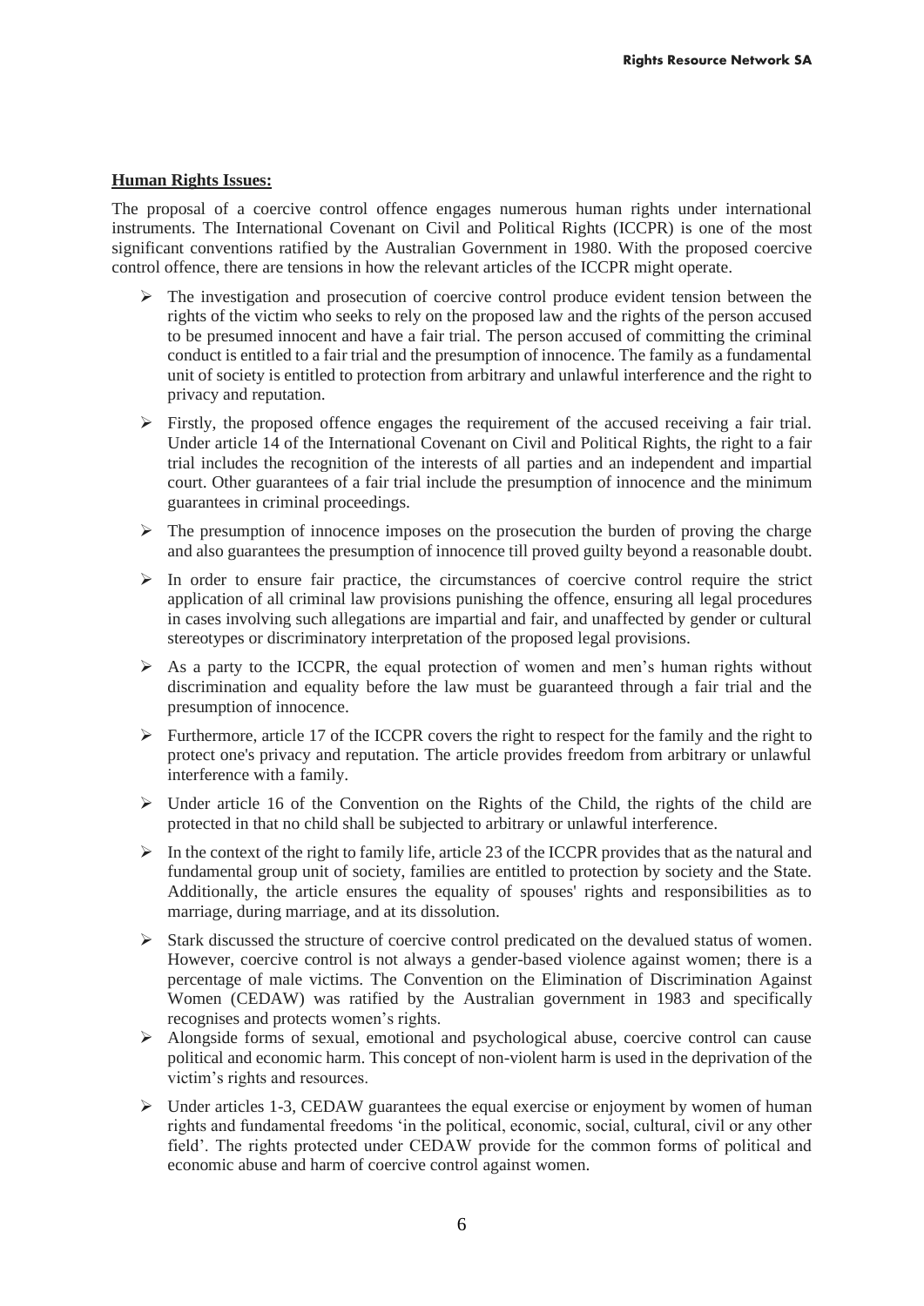**Human Rights Issues:**

The proposal of a coercive control offence engages numerous human rights under international instruments. The International Covenant on Civil and Political Rights (ICCPR) is one of the most significant conventions ratified by the Australian Government in 1980. With the proposed coercive control offence, there are tensions in how the relevant articles of the ICCPR might operate.

- The investigation and prosecution of coercive control produce evident tension between the rights of the victim who seeks to rely on the proposed law and the rights of the person accused to be presumed innocent and have a fair trial. The person accused of committing the criminal conduct is entitled to a fair trial and the presumption of innocence. The family as a fundamental unit of society is entitled to protection from arbitrary and unlawful interference and the right to privacy and reputation.
- Firstly, the proposed offence engages the requirement of the accused receiving a fair trial. Under article 14 of the International Covenant on Civil and Political Rights, the right to a fair trial includes the recognition of the interests of all parties and an independent and impartial court. Other guarantees of a fair trial include the presumption of innocence and the minimum guarantees in criminal proceedings.
- The presumption of innocence imposes on the prosecution the burden of proving the charge and also guarantees the presumption of innocence till proved guilty beyond a reasonable doubt.
- In order to ensure fair practice, the circumstances of coercive control require the strict application of all criminal law provisions punishing the offence, ensuring all legal procedures in cases involving such allegations are impartial and fair, and unaffected by gender or cultural stereotypes or discriminatory interpretation of the proposed legal provisions.
- As a party to the ICCPR, the equal protection of women and men's human rights without discrimination and equality before the law must be guaranteed through a fair trial and the presumption of innocence.
- Furthermore, article 17 of the ICCPR covers the right to respect for the family and the right to protect one's privacy and reputation. The article provides freedom from arbitrary or unlawful interference with a family.
- Under article 16 of the Convention on the Rights of the Child, the rights of the child are protected in that no child shall be subjected to arbitrary or unlawful interference.
- In the context of the right to family life, article 23 of the ICCPR provides that as the natural and fundamental group unit of society, families are entitled to protection by society and the State. Additionally, the article ensures the equality of spouses' rights and responsibilities as to marriage, during marriage, and at its dissolution.
- Stark discussed the structure of coercive control predicated on the devalued status of women. However, coercive control is not always a gender-based violence against women; there is a percentage of male victims. The Convention on the Elimination of Discrimination Against Women (CEDAW) was ratified by the Australian government in 1983 and specifically recognises and protects women's rights.
- Alongside forms of sexual, emotional and psychological abuse, coercive control can cause political and economic harm. This concept of non-violent harm is used in the deprivation of the victim's rights and resources.
- Under articles 1-3, CEDAW guarantees the equal exercise or enjoyment by women of human rights and fundamental freedoms 'in the political, economic, social, cultural, civil or any other field'. The rights protected under CEDAW provide for the common forms of political and economic abuse and harm of coercive control against women.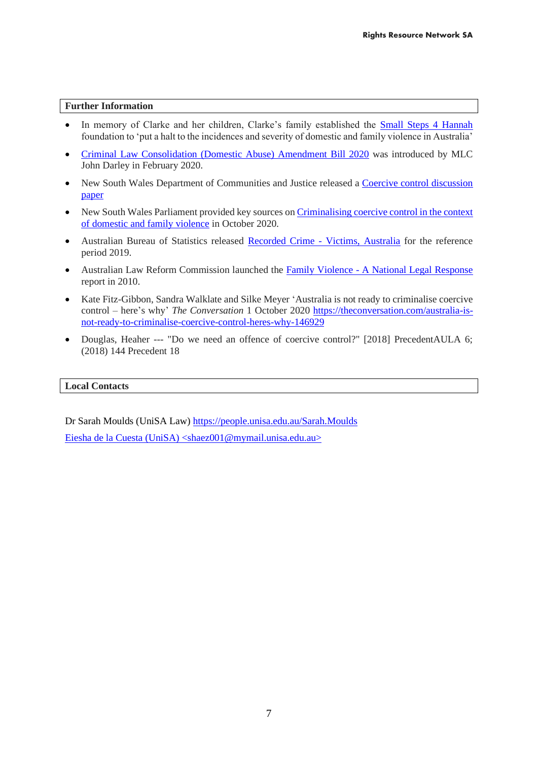## Further Information

- In memory of Clarke and her children, Clarke's family established the Small Steps 4 Hannah foundation to 'put a halt to the incidences and severity of domestic and family violence in Australia'
- Criminal Law Consolidation (Domestic Abuse) Amendment Bill 2020 was introduced by MLC John Darley in February 2020.
- New South Wales Department of Communities and Justice released a Coercive control discussion paper
- New South Wales Parliament provided key sources on Criminalising coercive control in the context of domestic and family violence in October 2020.
- Australian Bureau of Statistics released Recorded Crime - Victims, Australia for the reference period 2019.
- Australian Law Reform Commission launched the Family Violence - A National Legal Response report in 2010.
- Kate Fitz-Gibbon, Sandra Walklate and Silke Meyer 'Australia is not ready to criminalise coercive control – here's why' *The Conversation* 1 October 2020 https://theconversation.com/australia-is-not-ready-to-criminalise-coercive-control-heres-why-146929
- Douglas, Heaher --- "Do we need an offence of coercive control?" [2018] PrecedentAULA 6; (2018) 144 Precedent 18

## Local Contacts

Dr Sarah Moulds (UniSA Law) https://people.unisa.edu.au/Sarah.Moulds

Eiesha de la Cuesta (UniSA) <shaez001@mymail.unisa.edu.au>